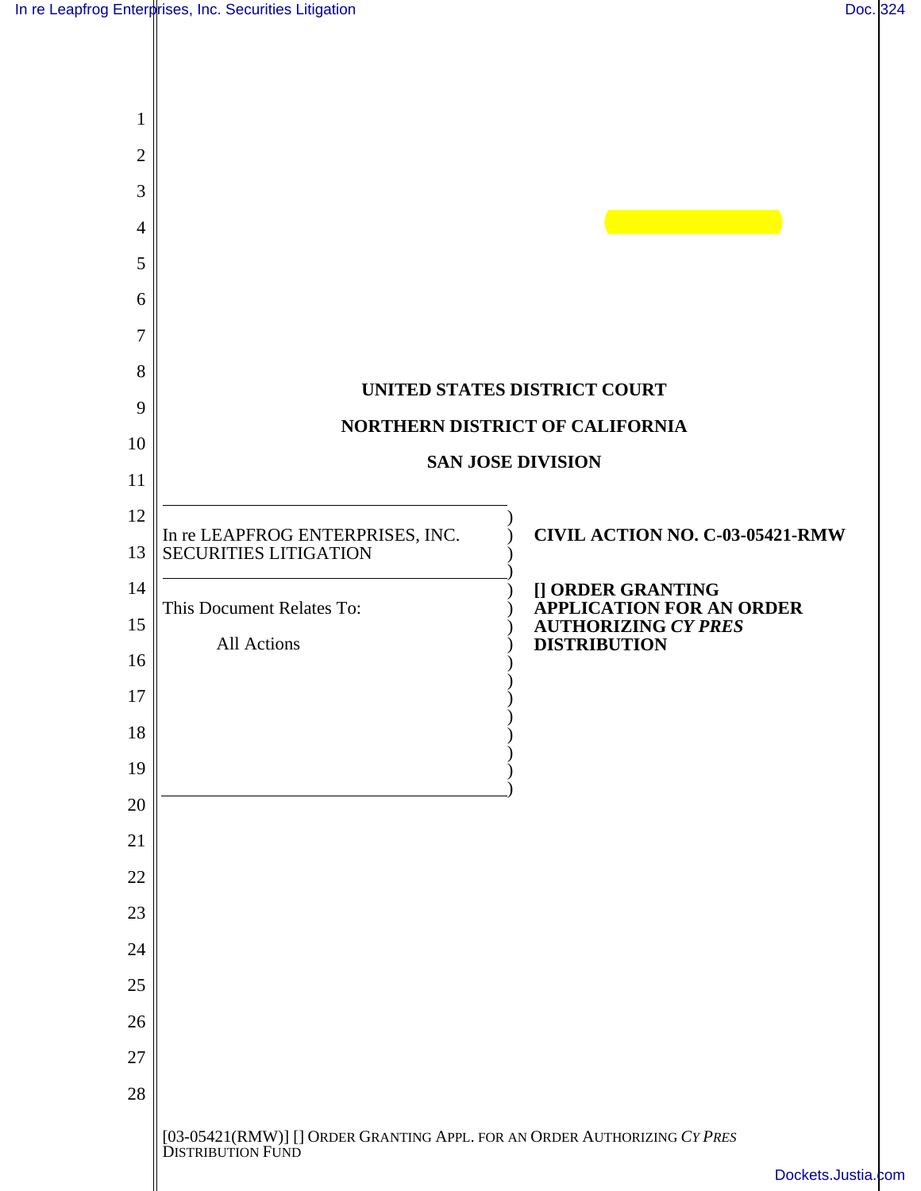UNITED STATES DISTRICT COURT

NORTHERN DISTRICT OF CALIFORNIA

SAN JOSE DIVISION

In re LEAPFROG ENTERPRISES, INC. SECURITIES LITIGATION

This Document Relates To:

All Actions

**CIVIL ACTION NO. C-03-05421-RMW**

**[] ORDER GRANTING APPLICATION FOR AN ORDER AUTHORIZING *CY PRES* DISTRIBUTION**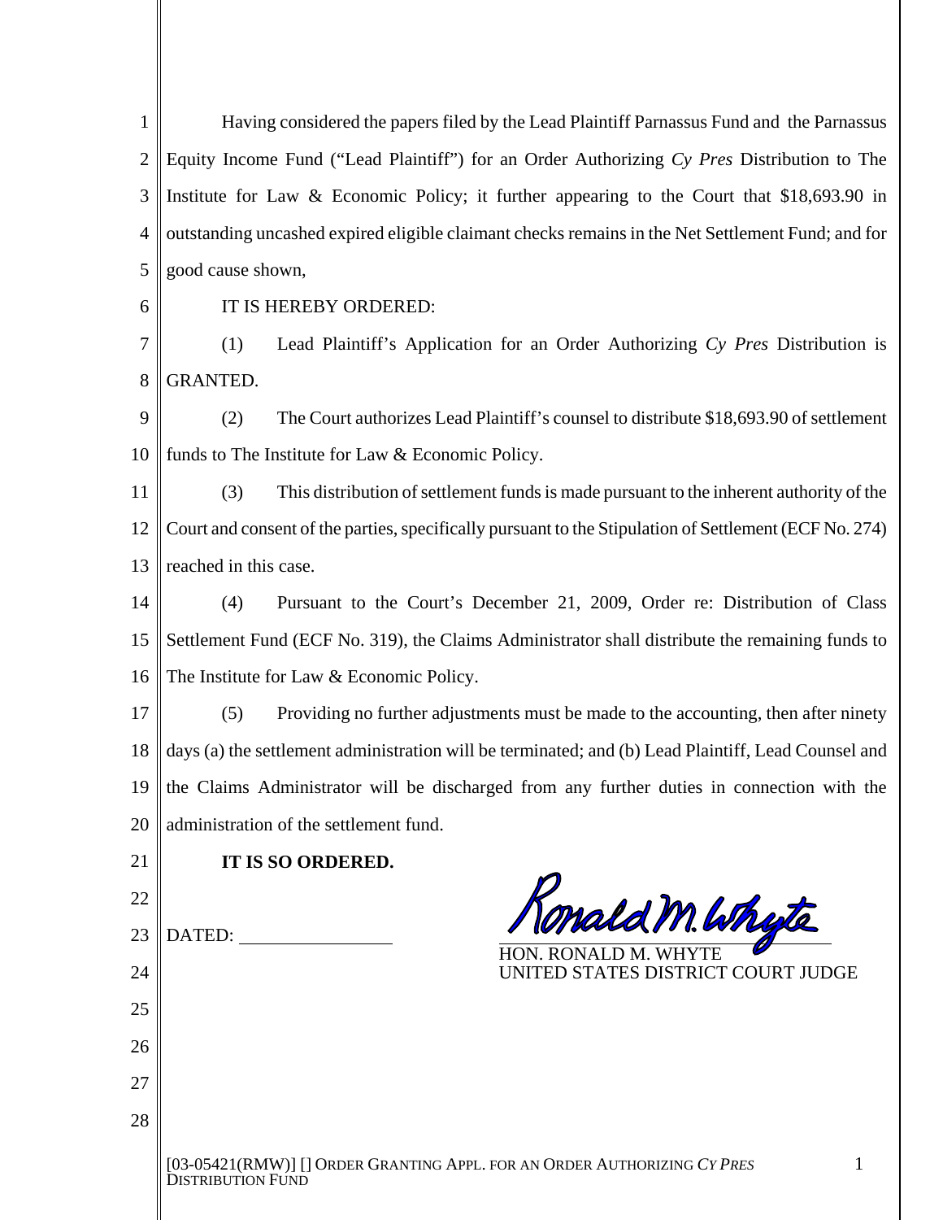Having considered the papers filed by the Lead Plaintiff Parnassus Fund and the Parnassus Equity Income Fund ("Lead Plaintiff") for an Order Authorizing *Cy Pres* Distribution to The Institute for Law & Economic Policy; it further appearing to the Court that $18,693.90 in outstanding uncashed expired eligible claimant checks remains in the Net Settlement Fund; and for good cause shown,

IT IS HEREBY ORDERED:

(1) Lead Plaintiff's Application for an Order Authorizing *Cy Pres* Distribution is GRANTED.

(2) The Court authorizes Lead Plaintiff's counsel to distribute $18,693.90 of settlement funds to The Institute for Law & Economic Policy.

(3) This distribution of settlement funds is made pursuant to the inherent authority of the Court and consent of the parties, specifically pursuant to the Stipulation of Settlement (ECF No. 274) reached in this case.

(4) Pursuant to the Court's December 21, 2009, Order re: Distribution of Class Settlement Fund (ECF No. 319), the Claims Administrator shall distribute the remaining funds to The Institute for Law & Economic Policy.

(5) Providing no further adjustments must be made to the accounting, then after ninety days (a) the settlement administration will be terminated; and (b) Lead Plaintiff, Lead Counsel and the Claims Administrator will be discharged from any further duties in connection with the administration of the settlement fund.

**IT IS SO ORDERED.**

DATED: ______________

Ronald M. Whyte

HON. RONALD M. WHYTE
UNITED STATES DISTRICT COURT JUDGE

[03-05421(RMW)] [] ORDER GRANTING APPL. FOR AN ORDER AUTHORIZING *CY PRES* DISTRIBUTION FUND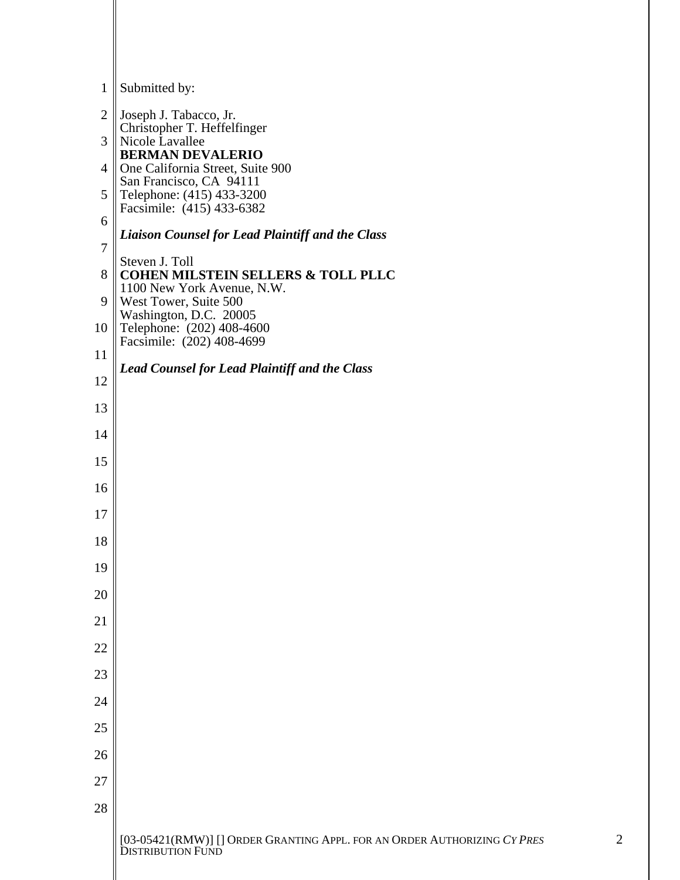Submitted by:

Joseph J. Tabacco, Jr.
Christopher T. Heffelfinger
Nicole Lavallee
**BERMAN DEVALERIO**
One California Street, Suite 900
San Francisco, CA 94111
Telephone: (415) 433-3200
Facsimile: (415) 433-6382

***Liaison Counsel for Lead Plaintiff and the Class***

Steven J. Toll
**COHEN MILSTEIN SELLERS & TOLL PLLC**
1100 New York Avenue, N.W.
West Tower, Suite 500
Washington, D.C. 20005
Telephone: (202) 408-4600
Facsimile: (202) 408-4699

***Lead Counsel for Lead Plaintiff and the Class***